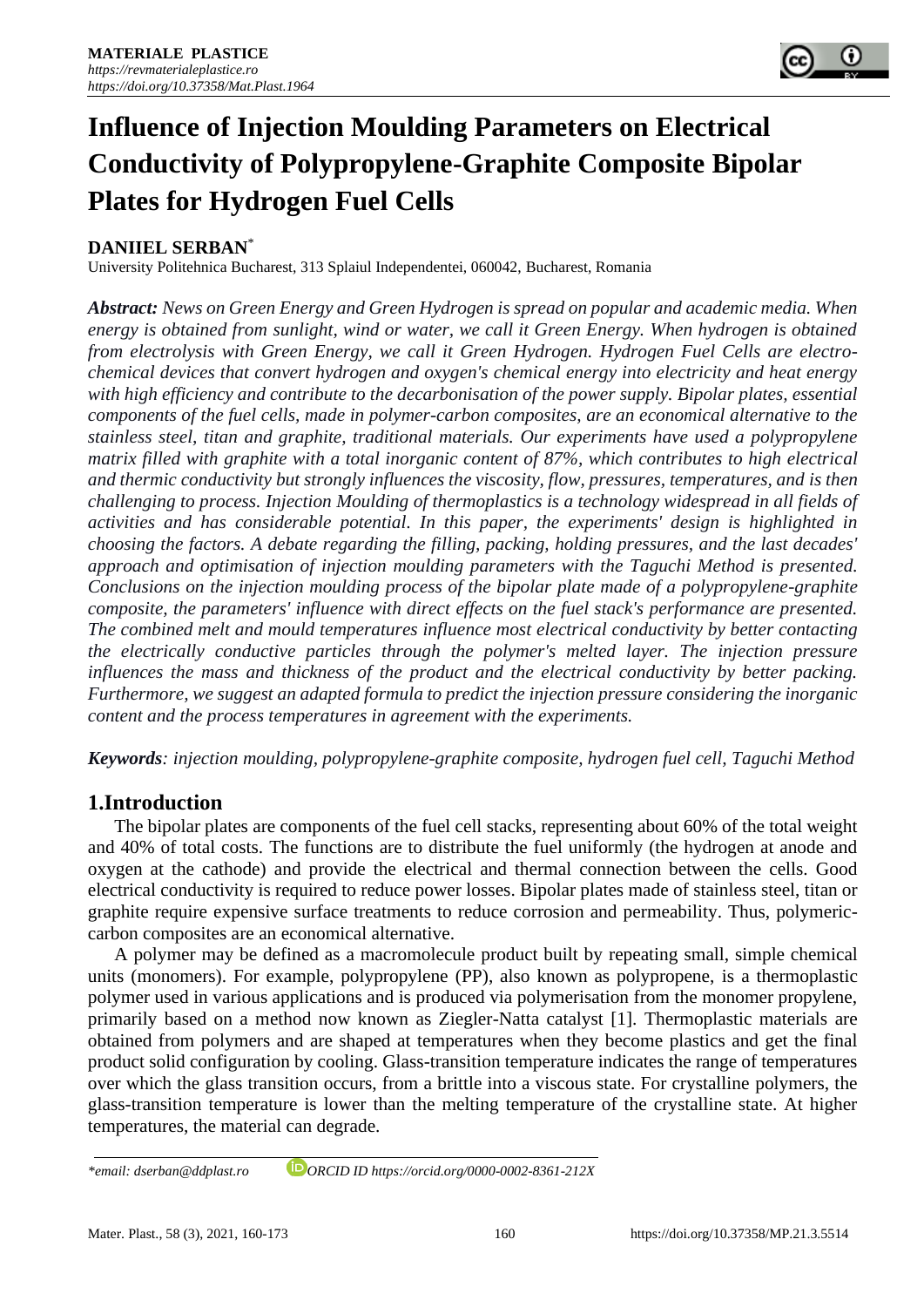# Influence of Injection Moulding Parameters on Electrical Conductivity of Polypropylene-Graphite Composite Bipolar Plates for Hydrogen Fuel Cells

**DANIIEL SERBAN***

University Politehnica Bucharest, 313 Splaiul Independentei, 060042, Bucharest, Romania

***Abstract:*** *News on Green Energy and Green Hydrogen is spread on popular and academic media. When energy is obtained from sunlight, wind or water, we call it Green Energy. When hydrogen is obtained from electrolysis with Green Energy, we call it Green Hydrogen. Hydrogen Fuel Cells are electro-chemical devices that convert hydrogen and oxygen's chemical energy into electricity and heat energy with high efficiency and contribute to the decarbonisation of the power supply. Bipolar plates, essential components of the fuel cells, made in polymer-carbon composites, are an economical alternative to the stainless steel, titan and graphite, traditional materials. Our experiments have used a polypropylene matrix filled with graphite with a total inorganic content of 87%, which contributes to high electrical and thermic conductivity but strongly influences the viscosity, flow, pressures, temperatures, and is then challenging to process. Injection Moulding of thermoplastics is a technology widespread in all fields of activities and has considerable potential. In this paper, the experiments' design is highlighted in choosing the factors. A debate regarding the filling, packing, holding pressures, and the last decades' approach and optimisation of injection moulding parameters with the Taguchi Method is presented. Conclusions on the injection moulding process of the bipolar plate made of a polypropylene-graphite composite, the parameters' influence with direct effects on the fuel stack's performance are presented. The combined melt and mould temperatures influence most electrical conductivity by better contacting the electrically conductive particles through the polymer's melted layer. The injection pressure influences the mass and thickness of the product and the electrical conductivity by better packing. Furthermore, we suggest an adapted formula to predict the injection pressure considering the inorganic content and the process temperatures in agreement with the experiments.*

***Keywords****: injection moulding, polypropylene-graphite composite, hydrogen fuel cell, Taguchi Method*

## 1.Introduction

The bipolar plates are components of the fuel cell stacks, representing about 60% of the total weight and 40% of total costs. The functions are to distribute the fuel uniformly (the hydrogen at anode and oxygen at the cathode) and provide the electrical and thermal connection between the cells. Good electrical conductivity is required to reduce power losses. Bipolar plates made of stainless steel, titan or graphite require expensive surface treatments to reduce corrosion and permeability. Thus, polymeric-carbon composites are an economical alternative.

A polymer may be defined as a macromolecule product built by repeating small, simple chemical units (monomers). For example, polypropylene (PP), also known as polypropene, is a thermoplastic polymer used in various applications and is produced via polymerisation from the monomer propylene, primarily based on a method now known as Ziegler-Natta catalyst [1]. Thermoplastic materials are obtained from polymers and are shaped at temperatures when they become plastics and get the final product solid configuration by cooling. Glass-transition temperature indicates the range of temperatures over which the glass transition occurs, from a brittle into a viscous state. For crystalline polymers, the glass-transition temperature is lower than the melting temperature of the crystalline state. At higher temperatures, the material can degrade.

*email: dserban@ddplast.ro ORCID ID https://orcid.org/0000-0002-8361-212X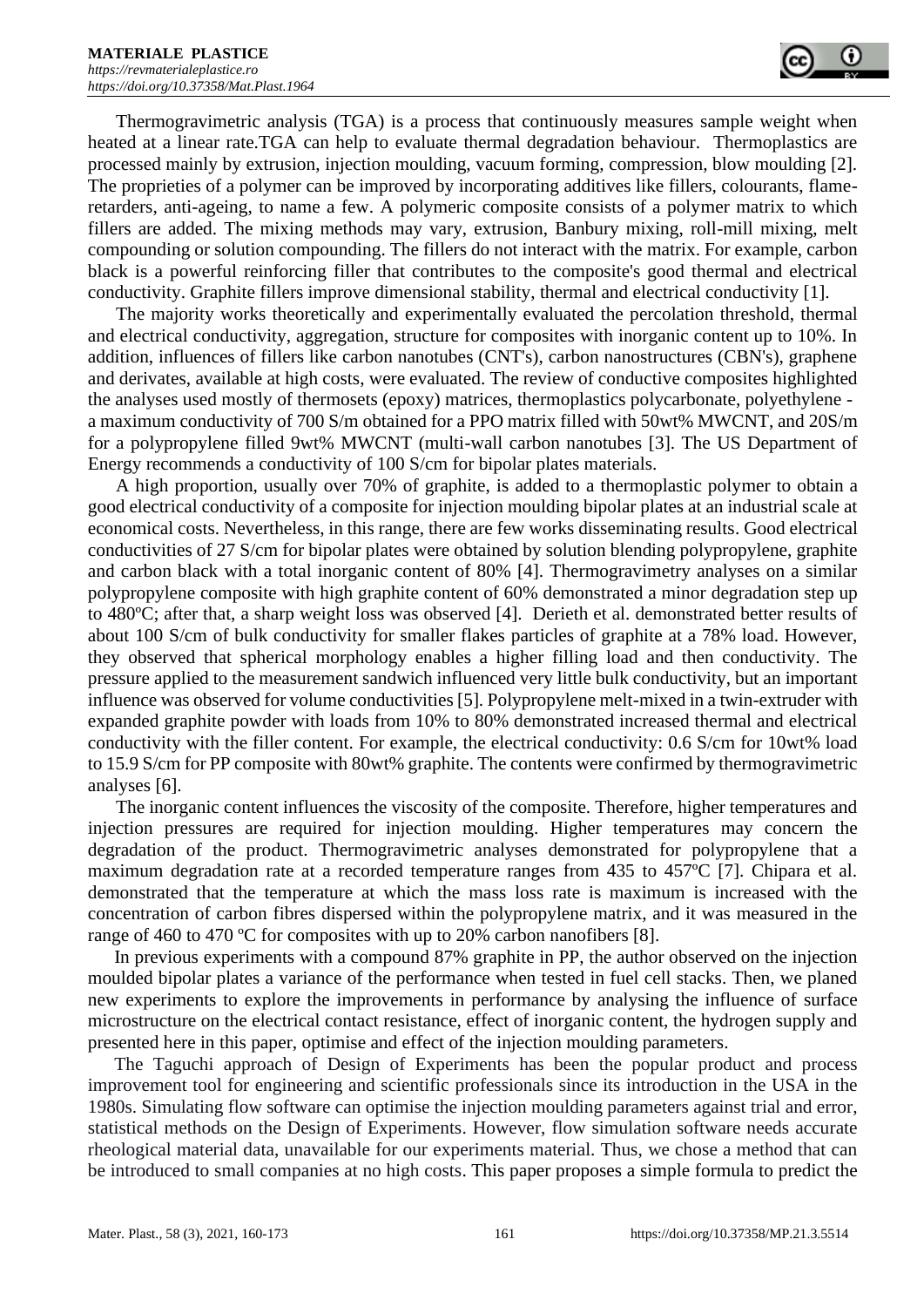Thermogravimetric analysis (TGA) is a process that continuously measures sample weight when heated at a linear rate.TGA can help to evaluate thermal degradation behaviour. Thermoplastics are processed mainly by extrusion, injection moulding, vacuum forming, compression, blow moulding [2]. The proprieties of a polymer can be improved by incorporating additives like fillers, colourants, flame-retarders, anti-ageing, to name a few. A polymeric composite consists of a polymer matrix to which fillers are added. The mixing methods may vary, extrusion, Banbury mixing, roll-mill mixing, melt compounding or solution compounding. The fillers do not interact with the matrix. For example, carbon black is a powerful reinforcing filler that contributes to the composite's good thermal and electrical conductivity. Graphite fillers improve dimensional stability, thermal and electrical conductivity [1].

The majority works theoretically and experimentally evaluated the percolation threshold, thermal and electrical conductivity, aggregation, structure for composites with inorganic content up to 10%. In addition, influences of fillers like carbon nanotubes (CNT's), carbon nanostructures (CBN's), graphene and derivates, available at high costs, were evaluated. The review of conductive composites highlighted the analyses used mostly of thermosets (epoxy) matrices, thermoplastics polycarbonate, polyethylene - a maximum conductivity of 700 S/m obtained for a PPO matrix filled with 50wt% MWCNT, and 20S/m for a polypropylene filled 9wt% MWCNT (multi-wall carbon nanotubes [3]. The US Department of Energy recommends a conductivity of 100 S/cm for bipolar plates materials.

A high proportion, usually over 70% of graphite, is added to a thermoplastic polymer to obtain a good electrical conductivity of a composite for injection moulding bipolar plates at an industrial scale at economical costs. Nevertheless, in this range, there are few works disseminating results. Good electrical conductivities of 27 S/cm for bipolar plates were obtained by solution blending polypropylene, graphite and carbon black with a total inorganic content of 80% [4]. Thermogravimetry analyses on a similar polypropylene composite with high graphite content of 60% demonstrated a minor degradation step up to 480ºC; after that, a sharp weight loss was observed [4]. Derieth et al. demonstrated better results of about 100 S/cm of bulk conductivity for smaller flakes particles of graphite at a 78% load. However, they observed that spherical morphology enables a higher filling load and then conductivity. The pressure applied to the measurement sandwich influenced very little bulk conductivity, but an important influence was observed for volume conductivities [5]. Polypropylene melt-mixed in a twin-extruder with expanded graphite powder with loads from 10% to 80% demonstrated increased thermal and electrical conductivity with the filler content. For example, the electrical conductivity: 0.6 S/cm for 10wt% load to 15.9 S/cm for PP composite with 80wt% graphite. The contents were confirmed by thermogravimetric analyses [6].

The inorganic content influences the viscosity of the composite. Therefore, higher temperatures and injection pressures are required for injection moulding. Higher temperatures may concern the degradation of the product. Thermogravimetric analyses demonstrated for polypropylene that a maximum degradation rate at a recorded temperature ranges from 435 to 457ºC [7]. Chipara et al. demonstrated that the temperature at which the mass loss rate is maximum is increased with the concentration of carbon fibres dispersed within the polypropylene matrix, and it was measured in the range of 460 to 470 ºC for composites with up to 20% carbon nanofibers [8].

In previous experiments with a compound 87% graphite in PP, the author observed on the injection moulded bipolar plates a variance of the performance when tested in fuel cell stacks. Then, we planed new experiments to explore the improvements in performance by analysing the influence of surface microstructure on the electrical contact resistance, effect of inorganic content, the hydrogen supply and presented here in this paper, optimise and effect of the injection moulding parameters.

The Taguchi approach of Design of Experiments has been the popular product and process improvement tool for engineering and scientific professionals since its introduction in the USA in the 1980s. Simulating flow software can optimise the injection moulding parameters against trial and error, statistical methods on the Design of Experiments. However, flow simulation software needs accurate rheological material data, unavailable for our experiments material. Thus, we chose a method that can be introduced to small companies at no high costs. This paper proposes a simple formula to predict the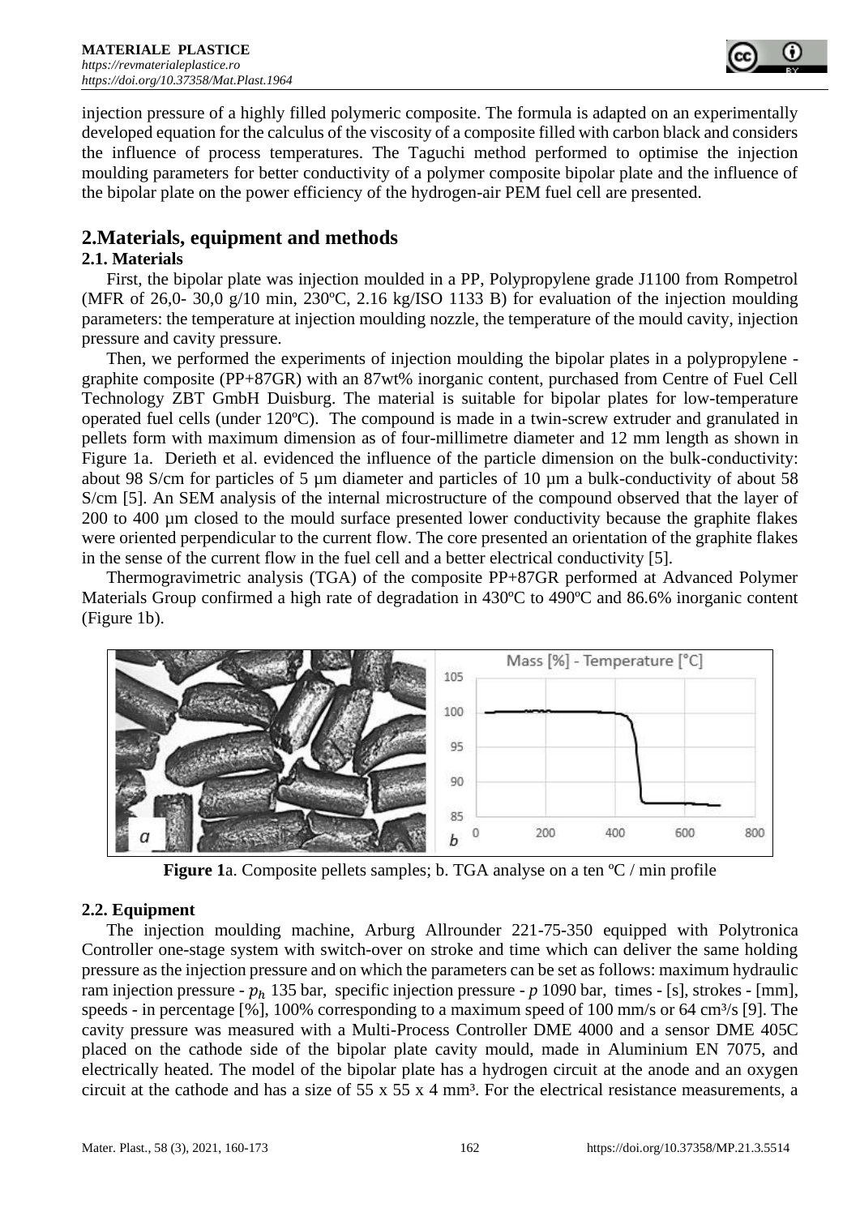injection pressure of a highly filled polymeric composite. The formula is adapted on an experimentally developed equation for the calculus of the viscosity of a composite filled with carbon black and considers the influence of process temperatures. The Taguchi method performed to optimise the injection moulding parameters for better conductivity of a polymer composite bipolar plate and the influence of the bipolar plate on the power efficiency of the hydrogen-air PEM fuel cell are presented.

## 2.Materials, equipment and methods

### 2.1. Materials

First, the bipolar plate was injection moulded in a PP, Polypropylene grade J1100 from Rompetrol (MFR of 26,0- 30,0 g/10 min, 230ºC, 2.16 kg/ISO 1133 B) for evaluation of the injection moulding parameters: the temperature at injection moulding nozzle, the temperature of the mould cavity, injection pressure and cavity pressure.

Then, we performed the experiments of injection moulding the bipolar plates in a polypropylene - graphite composite (PP+87GR) with an 87wt% inorganic content, purchased from Centre of Fuel Cell Technology ZBT GmbH Duisburg. The material is suitable for bipolar plates for low-temperature operated fuel cells (under 120ºC). The compound is made in a twin-screw extruder and granulated in pellets form with maximum dimension as of four-millimetre diameter and 12 mm length as shown in Figure 1a. Derieth et al. evidenced the influence of the particle dimension on the bulk-conductivity: about 98 S/cm for particles of 5 µm diameter and particles of 10 µm a bulk-conductivity of about 58 S/cm [5]. An SEM analysis of the internal microstructure of the compound observed that the layer of 200 to 400 µm closed to the mould surface presented lower conductivity because the graphite flakes were oriented perpendicular to the current flow. The core presented an orientation of the graphite flakes in the sense of the current flow in the fuel cell and a better electrical conductivity [5].

Thermogravimetric analysis (TGA) of the composite PP+87GR performed at Advanced Polymer Materials Group confirmed a high rate of degradation in 430ºC to 490ºC and 86.6% inorganic content (Figure 1b).

**Figure 1**a. Composite pellets samples; b. TGA analyse on a ten ºC / min profile

### 2.2. Equipment

The injection moulding machine, Arburg Allrounder 221-75-350 equipped with Polytronica Controller one-stage system with switch-over on stroke and time which can deliver the same holding pressure as the injection pressure and on which the parameters can be set as follows: maximum hydraulic ram injection pressure - $p_h$ 135 bar, specific injection pressure - $p$ 1090 bar, times - [s], strokes - [mm], speeds - in percentage [%], 100% corresponding to a maximum speed of 100 mm/s or 64 cm³/s [9]. The cavity pressure was measured with a Multi-Process Controller DME 4000 and a sensor DME 405C placed on the cathode side of the bipolar plate cavity mould, made in Aluminium EN 7075, and electrically heated. The model of the bipolar plate has a hydrogen circuit at the anode and an oxygen circuit at the cathode and has a size of 55 x 55 x 4 mm³. For the electrical resistance measurements, a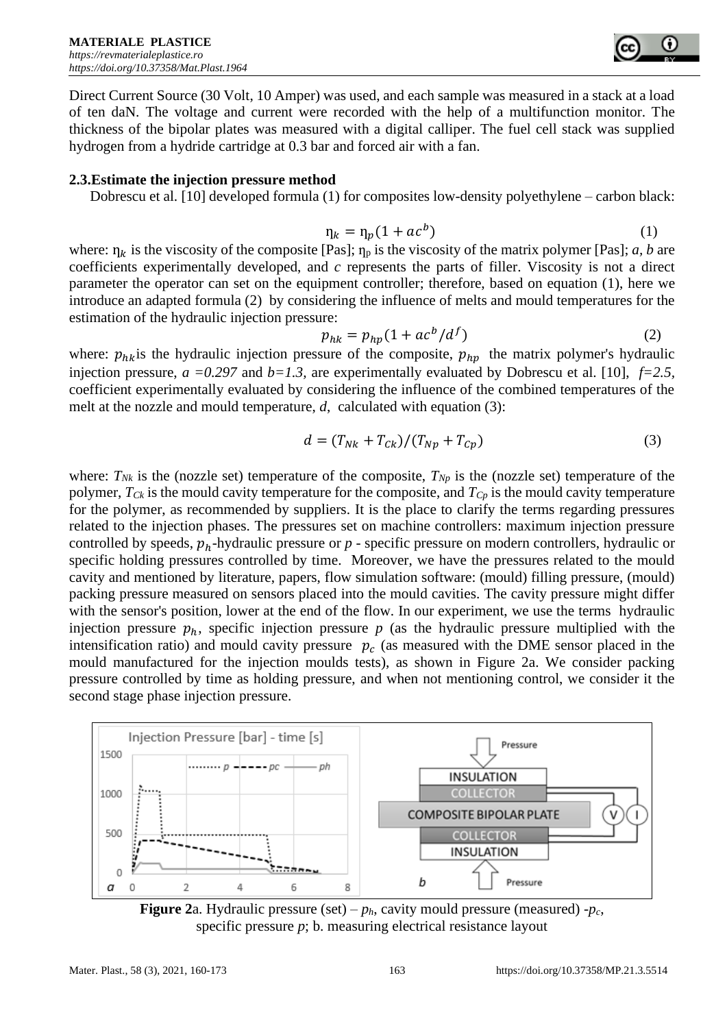Direct Current Source (30 Volt, 10 Amper) was used, and each sample was measured in a stack at a load of ten daN. The voltage and current were recorded with the help of a multifunction monitor. The thickness of the bipolar plates was measured with a digital calliper. The fuel cell stack was supplied hydrogen from a hydride cartridge at 0.3 bar and forced air with a fan.

## 2.3. Estimate the injection pressure method

Dobrescu et al. [10] developed formula (1) for composites low-density polyethylene – carbon black:

$$\eta_k = \eta_p(1 + ac^b) \tag{1}$$

where: $\eta_k$ is the viscosity of the composite [Pas]; $\eta_p$ is the viscosity of the matrix polymer [Pas]; *a*, *b* are coefficients experimentally developed, and *c* represents the parts of filler. Viscosity is not a direct parameter the operator can set on the equipment controller; therefore, based on equation (1), here we introduce an adapted formula (2) by considering the influence of melts and mould temperatures for the estimation of the hydraulic injection pressure:

$$p_{hk} = p_{hp}(1 + ac^b/d^f) \tag{2}$$

where: $p_{hk}$ is the hydraulic injection pressure of the composite, $p_{hp}$ the matrix polymer's hydraulic injection pressure, $a = 0.297$ and $b = 1.3$, are experimentally evaluated by Dobrescu et al. [10], $f = 2.5$, coefficient experimentally evaluated by considering the influence of the combined temperatures of the melt at the nozzle and mould temperature, *d*, calculated with equation (3):

$$d = (T_{Nk} + T_{Ck})/(T_{Np} + T_{Cp}) \tag{3}$$

where: $T_{Nk}$ is the (nozzle set) temperature of the composite, $T_{Np}$ is the (nozzle set) temperature of the polymer, $T_{Ck}$ is the mould cavity temperature for the composite, and $T_{Cp}$ is the mould cavity temperature for the polymer, as recommended by suppliers. It is the place to clarify the terms regarding pressures related to the injection phases. The pressures set on machine controllers: maximum injection pressure controlled by speeds, $p_h$-hydraulic pressure or *p* - specific pressure on modern controllers, hydraulic or specific holding pressures controlled by time. Moreover, we have the pressures related to the mould cavity and mentioned by literature, papers, flow simulation software: (mould) filling pressure, (mould) packing pressure measured on sensors placed into the mould cavities. The cavity pressure might differ with the sensor's position, lower at the end of the flow. In our experiment, we use the terms hydraulic injection pressure $p_h$, specific injection pressure *p* (as the hydraulic pressure multiplied with the intensification ratio) and mould cavity pressure $p_c$ (as measured with the DME sensor placed in the mould manufactured for the injection moulds tests), as shown in Figure 2a. We consider packing pressure controlled by time as holding pressure, and when not mentioning control, we consider it the second stage phase injection pressure.

**Figure 2**a. Hydraulic pressure (set) – $p_h$, cavity mould pressure (measured) -$p_c$, specific pressure *p*; b. measuring electrical resistance layout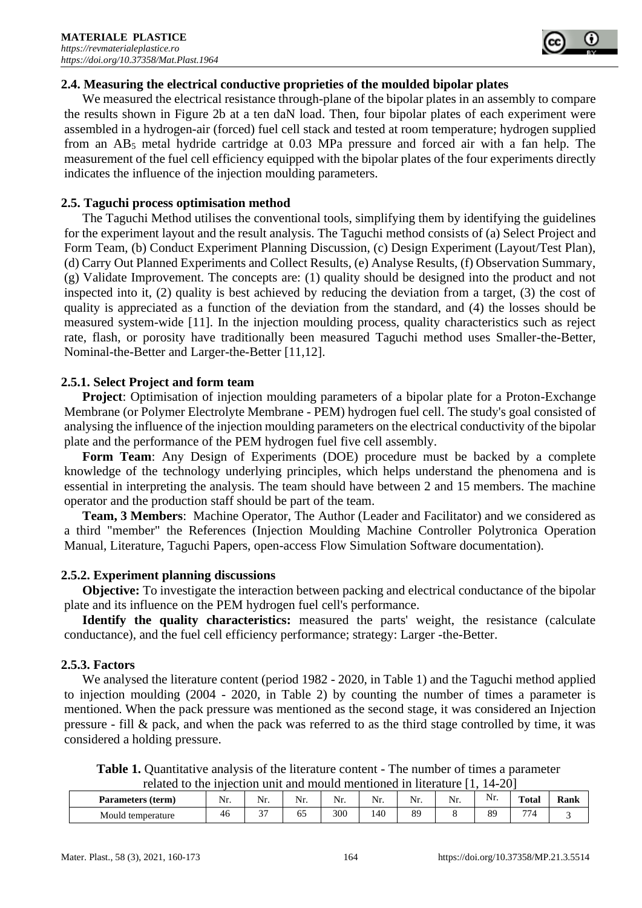### 2.4. Measuring the electrical conductive proprieties of the moulded bipolar plates

We measured the electrical resistance through-plane of the bipolar plates in an assembly to compare the results shown in Figure 2b at a ten daN load. Then, four bipolar plates of each experiment were assembled in a hydrogen-air (forced) fuel cell stack and tested at room temperature; hydrogen supplied from an $AB_5$ metal hydride cartridge at 0.03 MPa pressure and forced air with a fan help. The measurement of the fuel cell efficiency equipped with the bipolar plates of the four experiments directly indicates the influence of the injection moulding parameters.

### 2.5. Taguchi process optimisation method

The Taguchi Method utilises the conventional tools, simplifying them by identifying the guidelines for the experiment layout and the result analysis. The Taguchi method consists of (a) Select Project and Form Team, (b) Conduct Experiment Planning Discussion, (c) Design Experiment (Layout/Test Plan), (d) Carry Out Planned Experiments and Collect Results, (e) Analyse Results, (f) Observation Summary, (g) Validate Improvement. The concepts are: (1) quality should be designed into the product and not inspected into it, (2) quality is best achieved by reducing the deviation from a target, (3) the cost of quality is appreciated as a function of the deviation from the standard, and (4) the losses should be measured system-wide [11]. In the injection moulding process, quality characteristics such as reject rate, flash, or porosity have traditionally been measured Taguchi method uses Smaller-the-Better, Nominal-the-Better and Larger-the-Better [11,12].

#### 2.5.1. Select Project and form team

**Project**: Optimisation of injection moulding parameters of a bipolar plate for a Proton-Exchange Membrane (or Polymer Electrolyte Membrane - PEM) hydrogen fuel cell. The study's goal consisted of analysing the influence of the injection moulding parameters on the electrical conductivity of the bipolar plate and the performance of the PEM hydrogen fuel five cell assembly.

**Form Team**: Any Design of Experiments (DOE) procedure must be backed by a complete knowledge of the technology underlying principles, which helps understand the phenomena and is essential in interpreting the analysis. The team should have between 2 and 15 members. The machine operator and the production staff should be part of the team.

**Team, 3 Members**: Machine Operator, The Author (Leader and Facilitator) and we considered as a third "member" the References (Injection Moulding Machine Controller Polytronica Operation Manual, Literature, Taguchi Papers, open-access Flow Simulation Software documentation).

#### 2.5.2. Experiment planning discussions

**Objective:** To investigate the interaction between packing and electrical conductance of the bipolar plate and its influence on the PEM hydrogen fuel cell's performance.

**Identify the quality characteristics:** measured the parts' weight, the resistance (calculate conductance), and the fuel cell efficiency performance; strategy: Larger -the-Better.

#### 2.5.3. Factors

We analysed the literature content (period 1982 - 2020, in Table 1) and the Taguchi method applied to injection moulding (2004 - 2020, in Table 2) by counting the number of times a parameter is mentioned. When the pack pressure was mentioned as the second stage, it was considered an Injection pressure - fill & pack, and when the pack was referred to as the third stage controlled by time, it was considered a holding pressure.

**Table 1.** Quantitative analysis of the literature content - The number of times a parameter related to the injection unit and mould mentioned in literature [1, 14-20]

| Parameters (term) | Nr. | Nr. | Nr. | Nr. | Nr. | Nr. | Nr. | Nr. | Total | Rank |
|---|---|---|---|---|---|---|---|---|---|---|
| Mould temperature | 46 | 37 | 65 | 300 | 140 | 89 | 8 | 89 | 774 | 3 |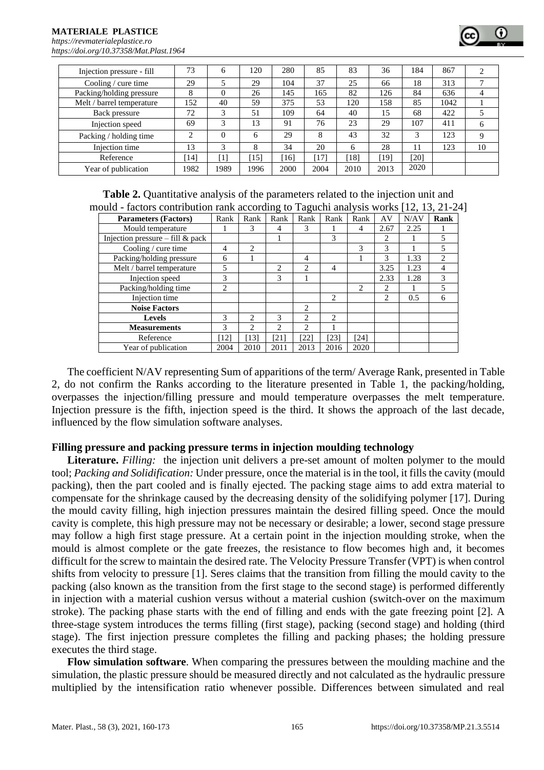| | | | | | | | | | | |
|---|---|---|---|---|---|---|---|---|---|---|
| Injection pressure - fill | 73 | 6 | 120 | 280 | 85 | 83 | 36 | 184 | 867 | 2 |
| Cooling / cure time | 29 | 5 | 29 | 104 | 37 | 25 | 66 | 18 | 313 | 7 |
| Packing/holding pressure | 8 | 0 | 26 | 145 | 165 | 82 | 126 | 84 | 636 | 4 |
| Melt / barrel temperature | 152 | 40 | 59 | 375 | 53 | 120 | 158 | 85 | 1042 | 1 |
| Back pressure | 72 | 3 | 51 | 109 | 64 | 40 | 15 | 68 | 422 | 5 |
| Injection speed | 69 | 3 | 13 | 91 | 76 | 23 | 29 | 107 | 411 | 6 |
| Packing / holding time | 2 | 0 | 6 | 29 | 8 | 43 | 32 | 3 | 123 | 9 |
| Injection time | 13 | 3 | 8 | 34 | 20 | 6 | 28 | 11 | 123 | 10 |
| Reference | [14] | [1] | [15] | [16] | [17] | [18] | [19] | [20] | | |
| Year of publication | 1982 | 1989 | 1996 | 2000 | 2004 | 2010 | 2013 | 2020 | | |

**Table 2.** Quantitative analysis of the parameters related to the injection unit and mould - factors contribution rank according to Taguchi analysis works [12, 13, 21-24]

| **Parameters (Factors)** | Rank | Rank | Rank | Rank | Rank | Rank | AV | N/AV | **Rank** |
|---|---|---|---|---|---|---|---|---|---|
| Mould temperature | 1 | 3 | 4 | 3 | 1 | 4 | 2.67 | 2.25 | 1 |
| Injection pressure – fill & pack | | | 1 | | 3 | | 2 | 1 | 5 |
| Cooling / cure time | 4 | 2 | | | | 3 | 3 | 1 | 5 |
| Packing/holding pressure | 6 | 1 | | 4 | | 1 | 3 | 1.33 | 2 |
| Melt / barrel temperature | 5 | | 2 | 2 | 4 | | 3.25 | 1.23 | 4 |
| Injection speed | 3 | | 3 | 1 | | | 2.33 | 1.28 | 3 |
| Packing/holding time | 2 | | | | | 2 | 2 | 1 | 5 |
| Injection time | | | | | 2 | | 2 | 0.5 | 6 |
| **Noise Factors** | | | | 2 | | | | | |
| **Levels** | 3 | 2 | 3 | 2 | 2 | | | | |
| **Measurements** | 3 | 2 | 2 | 2 | 1 | | | | |
| Reference | [12] | [13] | [21] | [22] | [23] | [24] | | | |
| Year of publication | 2004 | 2010 | 2011 | 2013 | 2016 | 2020 | | | |

The coefficient N/AV representing Sum of apparitions of the term/ Average Rank, presented in Table 2, do not confirm the Ranks according to the literature presented in Table 1, the packing/holding, overpasses the injection/filling pressure and mould temperature overpasses the melt temperature. Injection pressure is the fifth, injection speed is the third. It shows the approach of the last decade, influenced by the flow simulation software analyses.

### Filling pressure and packing pressure terms in injection moulding technology

**Literature.** *Filling:* the injection unit delivers a pre-set amount of molten polymer to the mould tool; *Packing and Solidification:* Under pressure, once the material is in the tool, it fills the cavity (mould packing), then the part cooled and is finally ejected. The packing stage aims to add extra material to compensate for the shrinkage caused by the decreasing density of the solidifying polymer [17]. During the mould cavity filling, high injection pressures maintain the desired filling speed. Once the mould cavity is complete, this high pressure may not be necessary or desirable; a lower, second stage pressure may follow a high first stage pressure. At a certain point in the injection moulding stroke, when the mould is almost complete or the gate freezes, the resistance to flow becomes high and, it becomes difficult for the screw to maintain the desired rate. The Velocity Pressure Transfer (VPT) is when control shifts from velocity to pressure [1]. Seres claims that the transition from filling the mould cavity to the packing (also known as the transition from the first stage to the second stage) is performed differently in injection with a material cushion versus without a material cushion (switch-over on the maximum stroke). The packing phase starts with the end of filling and ends with the gate freezing point [2]. A three-stage system introduces the terms filling (first stage), packing (second stage) and holding (third stage). The first injection pressure completes the filling and packing phases; the holding pressure executes the third stage.

**Flow simulation software**. When comparing the pressures between the moulding machine and the simulation, the plastic pressure should be measured directly and not calculated as the hydraulic pressure multiplied by the intensification ratio whenever possible. Differences between simulated and real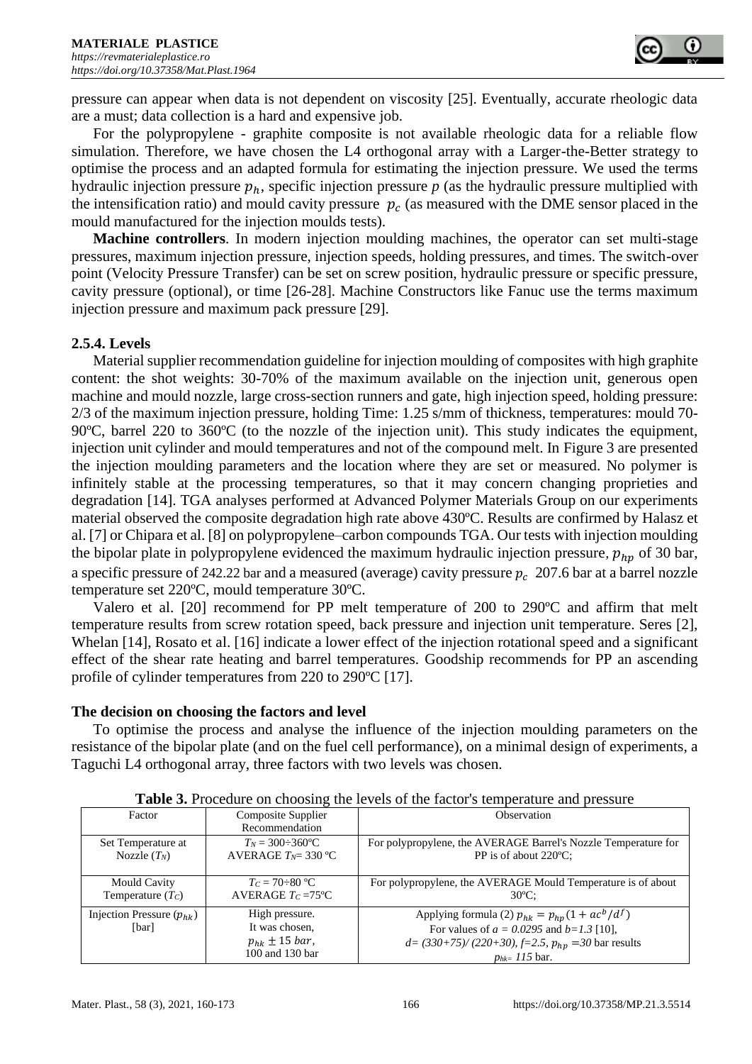pressure can appear when data is not dependent on viscosity [25]. Eventually, accurate rheologic data are a must; data collection is a hard and expensive job.

For the polypropylene - graphite composite is not available rheologic data for a reliable flow simulation. Therefore, we have chosen the L4 orthogonal array with a Larger-the-Better strategy to optimise the process and an adapted formula for estimating the injection pressure. We used the terms hydraulic injection pressure $p_h$, specific injection pressure $p$ (as the hydraulic pressure multiplied with the intensification ratio) and mould cavity pressure $p_c$ (as measured with the DME sensor placed in the mould manufactured for the injection moulds tests).

**Machine controllers**. In modern injection moulding machines, the operator can set multi-stage pressures, maximum injection pressure, injection speeds, holding pressures, and times. The switch-over point (Velocity Pressure Transfer) can be set on screw position, hydraulic pressure or specific pressure, cavity pressure (optional), or time [26-28]. Machine Constructors like Fanuc use the terms maximum injection pressure and maximum pack pressure [29].

### 2.5.4. Levels

Material supplier recommendation guideline for injection moulding of composites with high graphite content: the shot weights: 30-70% of the maximum available on the injection unit, generous open machine and mould nozzle, large cross-section runners and gate, high injection speed, holding pressure: 2/3 of the maximum injection pressure, holding Time: 1.25 s/mm of thickness, temperatures: mould 70-90ºC, barrel 220 to 360ºC (to the nozzle of the injection unit). This study indicates the equipment, injection unit cylinder and mould temperatures and not of the compound melt. In Figure 3 are presented the injection moulding parameters and the location where they are set or measured. No polymer is infinitely stable at the processing temperatures, so that it may concern changing proprieties and degradation [14]. TGA analyses performed at Advanced Polymer Materials Group on our experiments material observed the composite degradation high rate above 430ºC. Results are confirmed by Halasz et al. [7] or Chipara et al. [8] on polypropylene–carbon compounds TGA. Our tests with injection moulding the bipolar plate in polypropylene evidenced the maximum hydraulic injection pressure, $p_{hp}$ of 30 bar, a specific pressure of 242.22 bar and a measured (average) cavity pressure $p_c$ 207.6 bar at a barrel nozzle temperature set 220ºC, mould temperature 30ºC.

Valero et al. [20] recommend for PP melt temperature of 200 to 290ºC and affirm that melt temperature results from screw rotation speed, back pressure and injection unit temperature. Seres [2], Whelan [14], Rosato et al. [16] indicate a lower effect of the injection rotational speed and a significant effect of the shear rate heating and barrel temperatures. Goodship recommends for PP an ascending profile of cylinder temperatures from 220 to 290ºC [17].

**The decision on choosing the factors and level**

To optimise the process and analyse the influence of the injection moulding parameters on the resistance of the bipolar plate (and on the fuel cell performance), on a minimal design of experiments, a Taguchi L4 orthogonal array, three factors with two levels was chosen.

**Table 3.** Procedure on choosing the levels of the factor's temperature and pressure

| Factor | Composite Supplier Recommendation | Observation |
|---|---|---|
| Set Temperature at Nozzle ($T_N$) | $T_N$ = 300÷360ºC AVERAGE $T_N$= 330 ºC | For polypropylene, the AVERAGE Barrel's Nozzle Temperature for PP is of about 220ºC; |
| Mould Cavity Temperature ($T_C$) | $T_C$ = 70÷80 ºC AVERAGE $T_C$ =75ºC | For polypropylene, the AVERAGE Mould Temperature is of about 30ºC; |
| Injection Pressure ($p_{hk}$) [bar] | High pressure. It was chosen, $p_{hk} \pm 15\ bar$, 100 and 130 bar | Applying formula (2) $p_{hk} = p_{hp}(1 + ac^b/d^f)$ For values of $a = 0.0295$ and $b=1.3$ [10], $d= (330+75)/(220+30)$, $f=2.5$, $p_{hp}=30$ bar results $p_{hk}= 115$ bar. |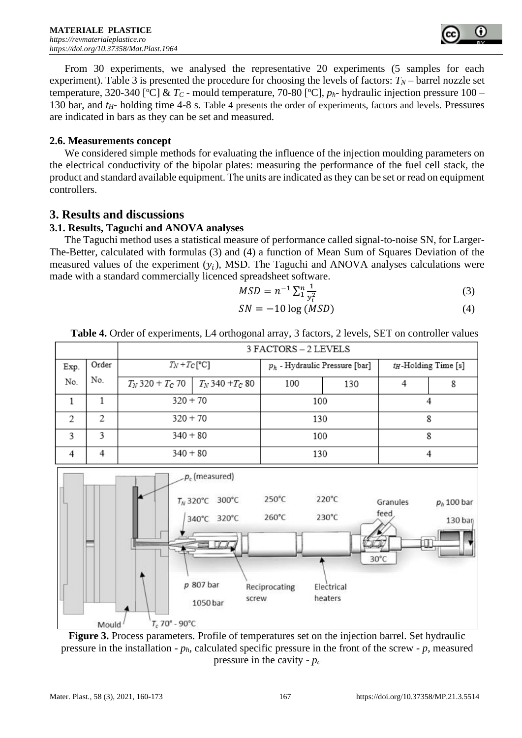From 30 experiments, we analysed the representative 20 experiments (5 samples for each experiment). Table 3 is presented the procedure for choosing the levels of factors: $T_N$ – barrel nozzle set temperature, 320-340 [ºC] & $T_C$ - mould temperature, 70-80 [ºC], $p_h$- hydraulic injection pressure 100 – 130 bar, and $t_H$- holding time 4-8 s. Table 4 presents the order of experiments, factors and levels. Pressures are indicated in bars as they can be set and measured.

### 2.6. Measurements concept

We considered simple methods for evaluating the influence of the injection moulding parameters on the electrical conductivity of the bipolar plates: measuring the performance of the fuel cell stack, the product and standard available equipment. The units are indicated as they can be set or read on equipment controllers.

## 3. Results and discussions

### 3.1. Results, Taguchi and ANOVA analyses

The Taguchi method uses a statistical measure of performance called signal-to-noise SN, for Larger-The-Better, calculated with formulas (3) and (4) a function of Mean Sum of Squares Deviation of the measured values of the experiment ($y_i$), MSD. The Taguchi and ANOVA analyses calculations were made with a standard commercially licenced spreadsheet software.

$$MSD = n^{-1} \sum_{1}^{n} \frac{1}{y_i^2} \tag{3}$$

$$SN = -10 \log (MSD) \tag{4}$$

**Table 4.** Order of experiments, L4 orthogonal array, 3 factors, 2 levels, SET on controller values

| Exp. No. | Order No. | 3 FACTORS – 2 LEVELS | | | | | |
|---|---|---|---|---|---|---|---|
| | | $T_N + T_C$ [ºC] | | $p_h$ - Hydraulic Pressure [bar] | | $t_H$-Holding Time [s] | |
| | | $T_N$ 320 + $T_C$ 70 | $T_N$ 340 + $T_C$ 80 | 100 | 130 | 4 | 8 |
| 1 | 1 | 320 + 70 | | 100 | | 4 | |
| 2 | 2 | 320 + 70 | | 130 | | 8 | |
| 3 | 3 | 340 + 80 | | 100 | | 8 | |
| 4 | 4 | 340 + 80 | | 130 | | 4 | |

**Figure 3.** Process parameters. Profile of temperatures set on the injection barrel. Set hydraulic pressure in the installation - $p_h$, calculated specific pressure in the front of the screw - $p$, measured pressure in the cavity - $p_c$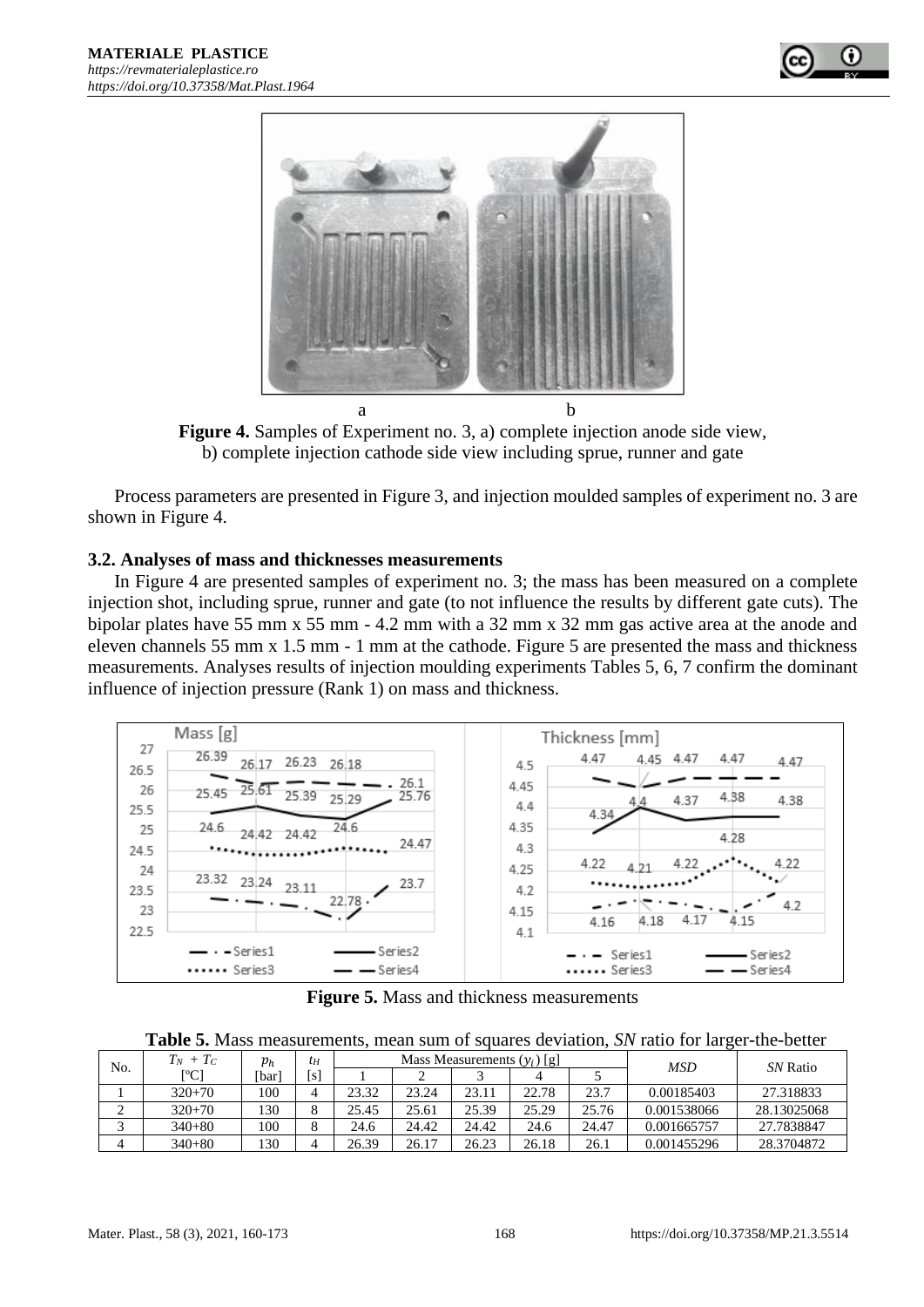Figure 4. Samples of Experiment no. 3, a) complete injection anode side view, b) complete injection cathode side view including sprue, runner and gate

Process parameters are presented in Figure 3, and injection moulded samples of experiment no. 3 are shown in Figure 4.

### 3.2. Analyses of mass and thicknesses measurements

In Figure 4 are presented samples of experiment no. 3; the mass has been measured on a complete injection shot, including sprue, runner and gate (to not influence the results by different gate cuts). The bipolar plates have 55 mm x 55 mm - 4.2 mm with a 32 mm x 32 mm gas active area at the anode and eleven channels 55 mm x 1.5 mm - 1 mm at the cathode. Figure 5 are presented the mass and thickness measurements. Analyses results of injection moulding experiments Tables 5, 6, 7 confirm the dominant influence of injection pressure (Rank 1) on mass and thickness.

**Figure 5.** Mass and thickness measurements

**Table 5.** Mass measurements, mean sum of squares deviation, *SN* ratio for larger-the-better

| No. | $T_N + T_C$ [°C] | $p_h$ [bar] | $t_H$ [s] | Mass Measurements ($y_i$) [g] | | | | | *MSD* | *SN* Ratio |
|---|---|---|---|---|---|---|---|---|---|---|
| | | | | 1 | 2 | 3 | 4 | 5 | | |
| 1 | 320+70 | 100 | 4 | 23.32 | 23.24 | 23.11 | 22.78 | 23.7 | 0.00185403 | 27.318833 |
| 2 | 320+70 | 130 | 8 | 25.45 | 25.61 | 25.39 | 25.29 | 25.76 | 0.001538066 | 28.13025068 |
| 3 | 340+80 | 100 | 8 | 24.6 | 24.42 | 24.42 | 24.6 | 24.47 | 0.001665757 | 27.7838847 |
| 4 | 340+80 | 130 | 4 | 26.39 | 26.17 | 26.23 | 26.18 | 26.1 | 0.001455296 | 28.3704872 |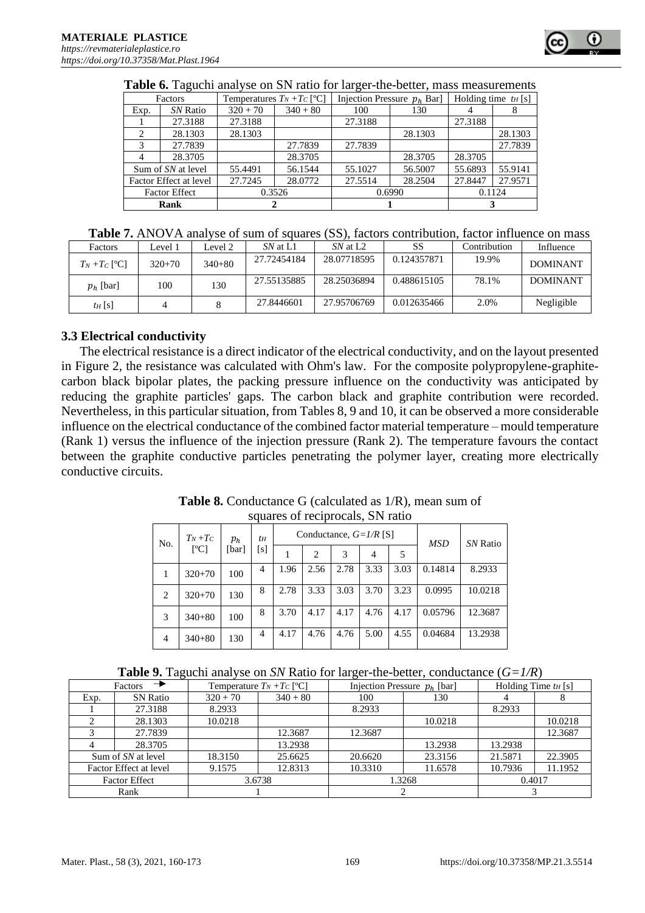**Table 6.** Taguchi analyse on SN ratio for larger-the-better, mass measurements

| Factors | | Temperatures $T_N + T_C$ [ºC] | | Injection Pressure $p_h$ Bar] | | Holding time $t_H$ [s] | |
|---|---|---|---|---|---|---|---|
| Exp. | *SN* Ratio | 320 + 70 | 340 + 80 | 100 | 130 | 4 | 8 |
| 1 | 27.3188 | 27.3188 | | 27.3188 | | 27.3188 | |
| 2 | 28.1303 | 28.1303 | | | 28.1303 | | 28.1303 |
| 3 | 27.7839 | | 27.7839 | 27.7839 | | | 27.7839 |
| 4 | 28.3705 | | 28.3705 | | 28.3705 | 28.3705 | |
| Sum of *SN* at level | | 55.4491 | 56.1544 | 55.1027 | 56.5007 | 55.6893 | 55.9141 |
| Factor Effect at level | | 27.7245 | 28.0772 | 27.5514 | 28.2504 | 27.8447 | 27.9571 |
| Factor Effect | | 0.3526 | | 0.6990 | | 0.1124 | |
| **Rank** | | **2** | | **1** | | **3** | |

**Table 7.** ANOVA analyse of sum of squares (SS), factors contribution, factor influence on mass

| Factors | Level 1 | Level 2 | *SN* at L1 | *SN* at L2 | SS | Contribution | Influence |
|---|---|---|---|---|---|---|---|
| $T_N + T_C$ [ºC] | 320+70 | 340+80 | 27.72454184 | 28.07718595 | 0.124357871 | 19.9% | DOMINANT |
| $p_h$ [bar] | 100 | 130 | 27.55135885 | 28.25036894 | 0.488615105 | 78.1% | DOMINANT |
| $t_H$ [s] | 4 | 8 | 27.8446601 | 27.95706769 | 0.012635466 | 2.0% | Negligible |

### 3.3 Electrical conductivity

The electrical resistance is a direct indicator of the electrical conductivity, and on the layout presented in Figure 2, the resistance was calculated with Ohm's law. For the composite polypropylene-graphite-carbon black bipolar plates, the packing pressure influence on the conductivity was anticipated by reducing the graphite particles' gaps. The carbon black and graphite contribution were recorded. Nevertheless, in this particular situation, from Tables 8, 9 and 10, it can be observed a more considerable influence on the electrical conductance of the combined factor material temperature – mould temperature (Rank 1) versus the influence of the injection pressure (Rank 2). The temperature favours the contact between the graphite conductive particles penetrating the polymer layer, creating more electrically conductive circuits.

**Table 8.** Conductance G (calculated as 1/R), mean sum of squares of reciprocals, SN ratio

| No. | $T_N + T_C$ [ºC] | $p_h$ [bar] | $t_H$ [s] | Conductance, $G=1/R$ [S] | | | | | *MSD* | *SN* Ratio |
|---|---|---|---|---|---|---|---|---|---|---|
| | | | | 1 | 2 | 3 | 4 | 5 | | |
| 1 | 320+70 | 100 | 4 | 1.96 | 2.56 | 2.78 | 3.33 | 3.03 | 0.14814 | 8.2933 |
| 2 | 320+70 | 130 | 8 | 2.78 | 3.33 | 3.03 | 3.70 | 3.23 | 0.0995 | 10.0218 |
| 3 | 340+80 | 100 | 8 | 3.70 | 4.17 | 4.17 | 4.76 | 4.17 | 0.05796 | 12.3687 |
| 4 | 340+80 | 130 | 4 | 4.17 | 4.76 | 4.76 | 5.00 | 4.55 | 0.04684 | 13.2938 |

**Table 9.** Taguchi analyse on *SN* Ratio for larger-the-better, conductance ($G=1/R$)

| Factors → | | Temperature $T_N + T_C$ [ºC] | | Injection Pressure $p_h$ [bar] | | Holding Time $t_H$ [s] | |
|---|---|---|---|---|---|---|---|
| Exp. | SN Ratio | 320 + 70 | 340 + 80 | 100 | 130 | 4 | 8 |
| 1 | 27.3188 | 8.2933 | | 8.2933 | | 8.2933 | |
| 2 | 28.1303 | 10.0218 | | | 10.0218 | | 10.0218 |
| 3 | 27.7839 | | 12.3687 | 12.3687 | | | 12.3687 |
| 4 | 28.3705 | | 13.2938 | | 13.2938 | 13.2938 | |
| Sum of *SN* at level | | 18.3150 | 25.6625 | 20.6620 | 23.3156 | 21.5871 | 22.3905 |
| Factor Effect at level | | 9.1575 | 12.8313 | 10.3310 | 11.6578 | 10.7936 | 11.1952 |
| Factor Effect | | 3.6738 | | 1.3268 | | 0.4017 | |
| Rank | | 1 | | 2 | | 3 | |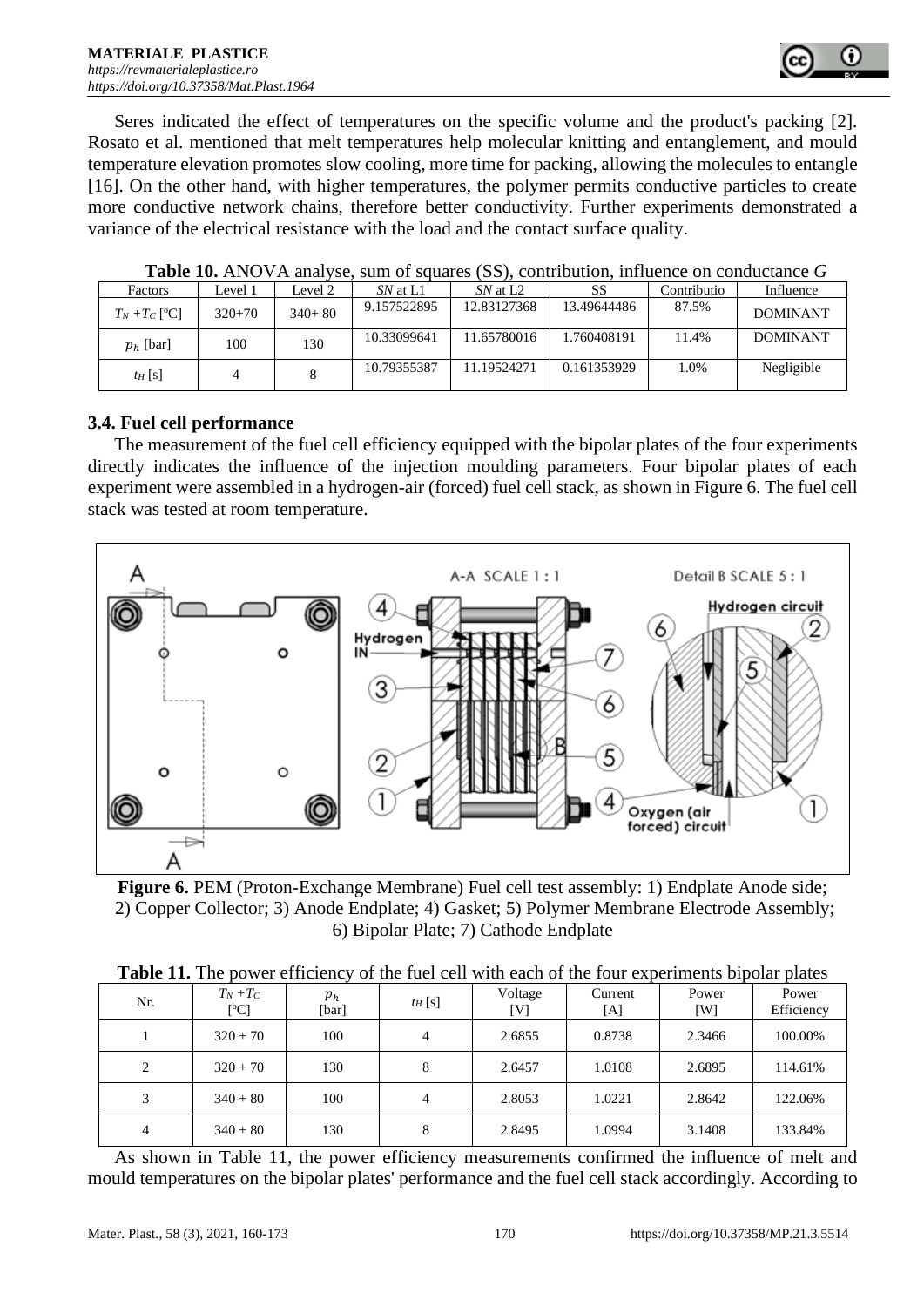Seres indicated the effect of temperatures on the specific volume and the product's packing [2]. Rosato et al. mentioned that melt temperatures help molecular knitting and entanglement, and mould temperature elevation promotes slow cooling, more time for packing, allowing the molecules to entangle [16]. On the other hand, with higher temperatures, the polymer permits conductive particles to create more conductive network chains, therefore better conductivity. Further experiments demonstrated a variance of the electrical resistance with the load and the contact surface quality.

**Table 10.** ANOVA analyse, sum of squares (SS), contribution, influence on conductance $G$

| Factors | Level 1 | Level 2 | $SN$ at L1 | $SN$ at L2 | SS | Contributio | Influence |
|---|---|---|---|---|---|---|---|
| $T_N + T_C$ [ºC] | 320+70 | 340+ 80 | 9.157522895 | 12.83127368 | 13.49644486 | 87.5% | DOMINANT |
| $p_h$ [bar] | 100 | 130 | 10.33099641 | 11.65780016 | 1.760408191 | 11.4% | DOMINANT |
| $t_H$ [s] | 4 | 8 | 10.79355387 | 11.19524271 | 0.161353929 | 1.0% | Negligible |

### 3.4. Fuel cell performance

The measurement of the fuel cell efficiency equipped with the bipolar plates of the four experiments directly indicates the influence of the injection moulding parameters. Four bipolar plates of each experiment were assembled in a hydrogen-air (forced) fuel cell stack, as shown in Figure 6. The fuel cell stack was tested at room temperature.

**Figure 6.** PEM (Proton-Exchange Membrane) Fuel cell test assembly: 1) Endplate Anode side; 2) Copper Collector; 3) Anode Endplate; 4) Gasket; 5) Polymer Membrane Electrode Assembly; 6) Bipolar Plate; 7) Cathode Endplate

**Table 11.** The power efficiency of the fuel cell with each of the four experiments bipolar plates

| Nr. | $T_N + T_C$ [ºC] | $p_h$ [bar] | $t_H$ [s] | Voltage [V] | Current [A] | Power [W] | Power Efficiency |
|---|---|---|---|---|---|---|---|
| 1 | 320 + 70 | 100 | 4 | 2.6855 | 0.8738 | 2.3466 | 100.00% |
| 2 | 320 + 70 | 130 | 8 | 2.6457 | 1.0108 | 2.6895 | 114.61% |
| 3 | 340 + 80 | 100 | 4 | 2.8053 | 1.0221 | 2.8642 | 122.06% |
| 4 | 340 + 80 | 130 | 8 | 2.8495 | 1.0994 | 3.1408 | 133.84% |

As shown in Table 11, the power efficiency measurements confirmed the influence of melt and mould temperatures on the bipolar plates' performance and the fuel cell stack accordingly. According to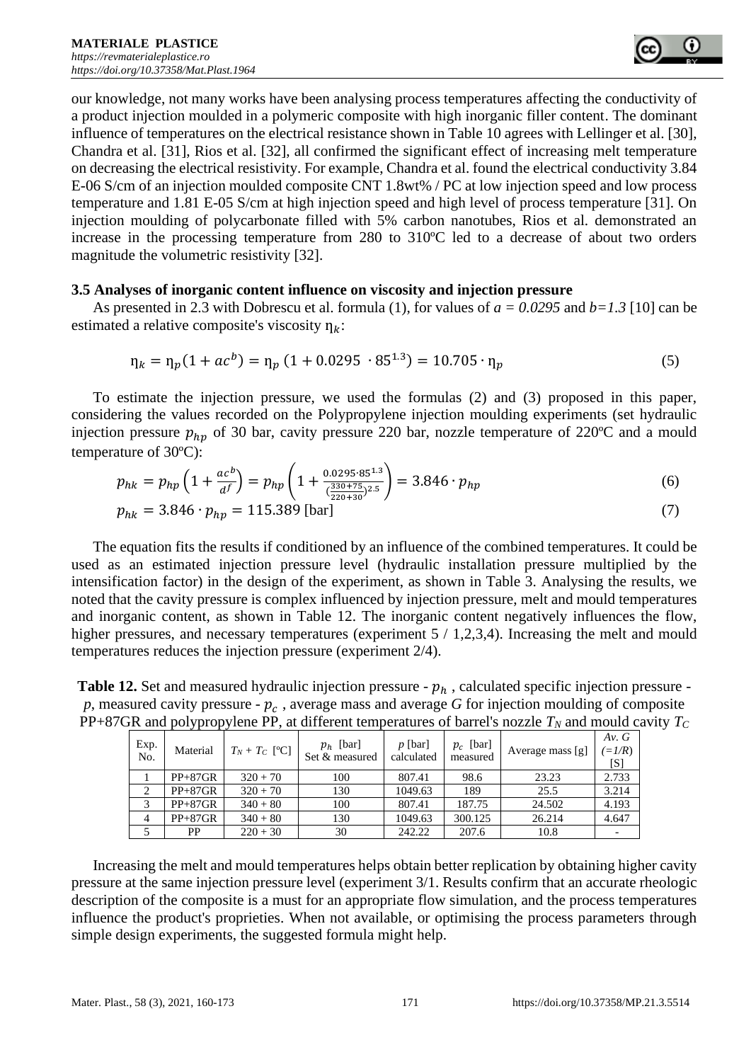our knowledge, not many works have been analysing process temperatures affecting the conductivity of a product injection moulded in a polymeric composite with high inorganic filler content. The dominant influence of temperatures on the electrical resistance shown in Table 10 agrees with Lellinger et al. [30], Chandra et al. [31], Rios et al. [32], all confirmed the significant effect of increasing melt temperature on decreasing the electrical resistivity. For example, Chandra et al. found the electrical conductivity 3.84 E-06 S/cm of an injection moulded composite CNT 1.8wt% / PC at low injection speed and low process temperature and 1.81 E-05 S/cm at high injection speed and high level of process temperature [31]. On injection moulding of polycarbonate filled with 5% carbon nanotubes, Rios et al. demonstrated an increase in the processing temperature from 280 to 310ºC led to a decrease of about two orders magnitude the volumetric resistivity [32].

### 3.5 Analyses of inorganic content influence on viscosity and injection pressure

As presented in 2.3 with Dobrescu et al. formula (1), for values of $a = 0.0295$ and $b=1.3$ [10] can be estimated a relative composite's viscosity $\eta_k$:

$$\eta_k = \eta_p(1 + ac^b) = \eta_p\ (1 + 0.0295\ \cdot 85^{1.3}) = 10.705 \cdot \eta_p \tag{5}$$

To estimate the injection pressure, we used the formulas (2) and (3) proposed in this paper, considering the values recorded on the Polypropylene injection moulding experiments (set hydraulic injection pressure $p_{hp}$ of 30 bar, cavity pressure 220 bar, nozzle temperature of 220ºC and a mould temperature of 30ºC):

$$p_{hk} = p_{hp}\left(1 + \frac{ac^b}{d^f}\right) = p_{hp}\left(1 + \frac{0.0295 \cdot 85^{1.3}}{\left(\frac{330+75}{220+30}\right)^{2.5}}\right) = 3.846 \cdot p_{hp} \tag{6}$$

$$p_{hk} = 3.846 \cdot p_{hp} = 115.389\ \text{[bar]} \tag{7}$$

The equation fits the results if conditioned by an influence of the combined temperatures. It could be used as an estimated injection pressure level (hydraulic installation pressure multiplied by the intensification factor) in the design of the experiment, as shown in Table 3. Analysing the results, we noted that the cavity pressure is complex influenced by injection pressure, melt and mould temperatures and inorganic content, as shown in Table 12. The inorganic content negatively influences the flow, higher pressures, and necessary temperatures (experiment 5 / 1,2,3,4). Increasing the melt and mould temperatures reduces the injection pressure (experiment 2/4).

**Table 12.** Set and measured hydraulic injection pressure - $p_h$, calculated specific injection pressure - $p$, measured cavity pressure - $p_c$, average mass and average $G$ for injection moulding of composite PP+87GR and polypropylene PP, at different temperatures of barrel's nozzle $T_N$ and mould cavity $T_C$

| Exp. No. | Material | $T_N$ + $T_C$ [ºC] | $p_h$ [bar] Set & measured | $p$ [bar] calculated | $p_c$ [bar] measured | Average mass [g] | Av. $G$ ($=1/R$) [S] |
|---|---|---|---|---|---|---|---|
| 1 | PP+87GR | 320 + 70 | 100 | 807.41 | 98.6 | 23.23 | 2.733 |
| 2 | PP+87GR | 320 + 70 | 130 | 1049.63 | 189 | 25.5 | 3.214 |
| 3 | PP+87GR | 340 + 80 | 100 | 807.41 | 187.75 | 24.502 | 4.193 |
| 4 | PP+87GR | 340 + 80 | 130 | 1049.63 | 300.125 | 26.214 | 4.647 |
| 5 | PP | 220 + 30 | 30 | 242.22 | 207.6 | 10.8 | - |

Increasing the melt and mould temperatures helps obtain better replication by obtaining higher cavity pressure at the same injection pressure level (experiment 3/1. Results confirm that an accurate rheologic description of the composite is a must for an appropriate flow simulation, and the process temperatures influence the product's proprieties. When not available, or optimising the process parameters through simple design experiments, the suggested formula might help.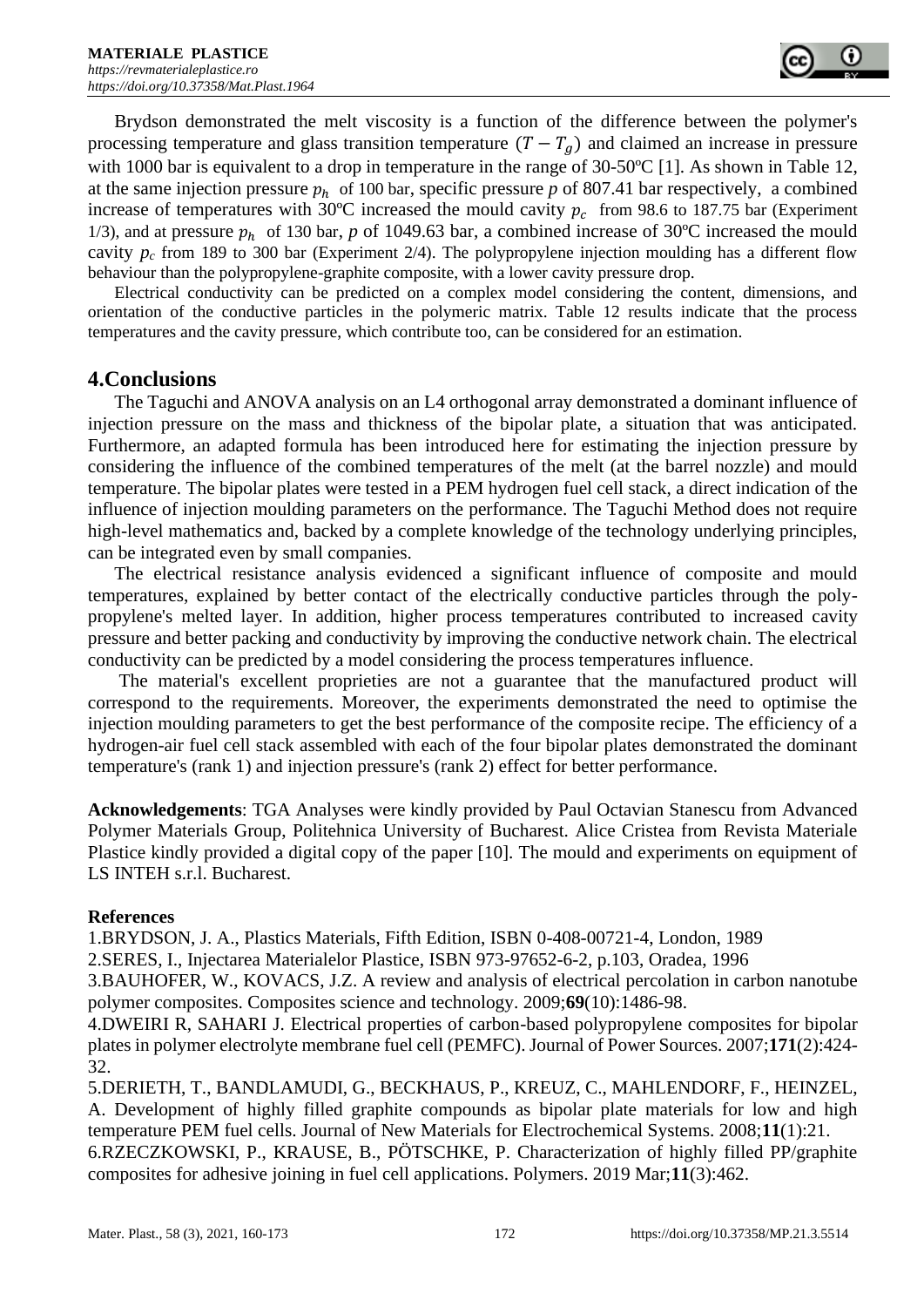Brydson demonstrated the melt viscosity is a function of the difference between the polymer's processing temperature and glass transition temperature $(T - T_g)$ and claimed an increase in pressure with 1000 bar is equivalent to a drop in temperature in the range of 30-50ºC [1]. As shown in Table 12, at the same injection pressure $p_h$ of 100 bar, specific pressure $p$ of 807.41 bar respectively, a combined increase of temperatures with 30ºC increased the mould cavity $p_c$ from 98.6 to 187.75 bar (Experiment 1/3), and at pressure $p_h$ of 130 bar, $p$ of 1049.63 bar, a combined increase of 30ºC increased the mould cavity $p_c$ from 189 to 300 bar (Experiment 2/4). The polypropylene injection moulding has a different flow behaviour than the polypropylene-graphite composite, with a lower cavity pressure drop.

Electrical conductivity can be predicted on a complex model considering the content, dimensions, and orientation of the conductive particles in the polymeric matrix. Table 12 results indicate that the process temperatures and the cavity pressure, which contribute too, can be considered for an estimation.

## 4.Conclusions

The Taguchi and ANOVA analysis on an L4 orthogonal array demonstrated a dominant influence of injection pressure on the mass and thickness of the bipolar plate, a situation that was anticipated. Furthermore, an adapted formula has been introduced here for estimating the injection pressure by considering the influence of the combined temperatures of the melt (at the barrel nozzle) and mould temperature. The bipolar plates were tested in a PEM hydrogen fuel cell stack, a direct indication of the influence of injection moulding parameters on the performance. The Taguchi Method does not require high-level mathematics and, backed by a complete knowledge of the technology underlying principles, can be integrated even by small companies.

The electrical resistance analysis evidenced a significant influence of composite and mould temperatures, explained by better contact of the electrically conductive particles through the poly-propylene's melted layer. In addition, higher process temperatures contributed to increased cavity pressure and better packing and conductivity by improving the conductive network chain. The electrical conductivity can be predicted by a model considering the process temperatures influence.

The material's excellent proprieties are not a guarantee that the manufactured product will correspond to the requirements. Moreover, the experiments demonstrated the need to optimise the injection moulding parameters to get the best performance of the composite recipe. The efficiency of a hydrogen-air fuel cell stack assembled with each of the four bipolar plates demonstrated the dominant temperature's (rank 1) and injection pressure's (rank 2) effect for better performance.

**Acknowledgements**: TGA Analyses were kindly provided by Paul Octavian Stanescu from Advanced Polymer Materials Group, Politehnica University of Bucharest. Alice Cristea from Revista Materiale Plastice kindly provided a digital copy of the paper [10]. The mould and experiments on equipment of LS INTEH s.r.l. Bucharest.

**References**

1.BRYDSON, J. A., Plastics Materials, Fifth Edition, ISBN 0-408-00721-4, London, 1989

2.SERES, I., Injectarea Materialelor Plastice, ISBN 973-97652-6-2, p.103, Oradea, 1996

3.BAUHOFER, W., KOVACS, J.Z. A review and analysis of electrical percolation in carbon nanotube polymer composites. Composites science and technology. 2009;**69**(10):1486-98.

4.DWEIRI R, SAHARI J. Electrical properties of carbon-based polypropylene composites for bipolar plates in polymer electrolyte membrane fuel cell (PEMFC). Journal of Power Sources. 2007;**171**(2):424-32.

5.DERIETH, T., BANDLAMUDI, G., BECKHAUS, P., KREUZ, C., MAHLENDORF, F., HEINZEL, A. Development of highly filled graphite compounds as bipolar plate materials for low and high temperature PEM fuel cells. Journal of New Materials for Electrochemical Systems. 2008;**11**(1):21.

6.RZECZKOWSKI, P., KRAUSE, B., PÖTSCHKE, P. Characterization of highly filled PP/graphite composites for adhesive joining in fuel cell applications. Polymers. 2019 Mar;**11**(3):462.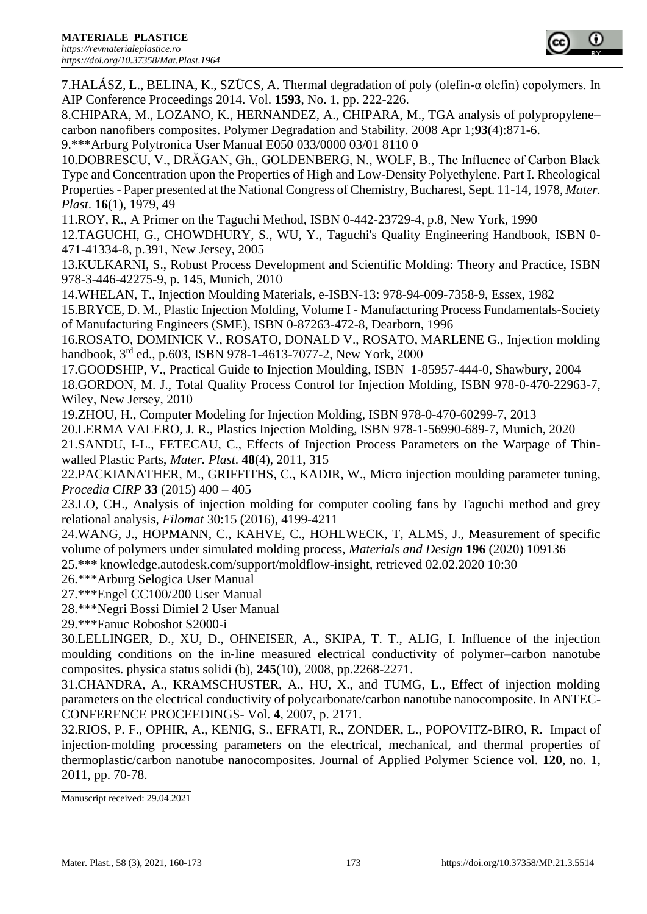7.HALÁSZ, L., BELINA, K., SZÜCS, A. Thermal degradation of poly (olefin-α olefin) copolymers. In AIP Conference Proceedings 2014. Vol. **1593**, No. 1, pp. 222-226.

8.CHIPARA, M., LOZANO, K., HERNANDEZ, A., CHIPARA, M., TGA analysis of polypropylene–carbon nanofibers composites. Polymer Degradation and Stability. 2008 Apr 1;**93**(4):871-6.

9.***Arburg Polytronica User Manual E050 033/0000 03/01 8110 0

10.DOBRESCU, V., DRĂGAN, Gh., GOLDENBERG, N., WOLF, B., The Influence of Carbon Black Type and Concentration upon the Properties of High and Low-Density Polyethylene. Part I. Rheological Properties - Paper presented at the National Congress of Chemistry, Bucharest, Sept. 11-14, 1978, *Mater. Plast*. **16**(1), 1979, 49

11.ROY, R., A Primer on the Taguchi Method, ISBN 0-442-23729-4, p.8, New York, 1990

12.TAGUCHI, G., CHOWDHURY, S., WU, Y., Taguchi's Quality Engineering Handbook, ISBN 0-471-41334-8, p.391, New Jersey, 2005

13.KULKARNI, S., Robust Process Development and Scientific Molding: Theory and Practice, ISBN 978-3-446-42275-9, p. 145, Munich, 2010

14.WHELAN, T., Injection Moulding Materials, e-ISBN-13: 978-94-009-7358-9, Essex, 1982

15.BRYCE, D. M., Plastic Injection Molding, Volume I - Manufacturing Process Fundamentals-Society of Manufacturing Engineers (SME), ISBN 0-87263-472-8, Dearborn, 1996

16.ROSATO, DOMINICK V., ROSATO, DONALD V., ROSATO, MARLENE G., Injection molding handbook, 3rd ed., p.603, ISBN 978-1-4613-7077-2, New York, 2000

17.GOODSHIP, V., Practical Guide to Injection Moulding, ISBN 1-85957-444-0, Shawbury, 2004

18.GORDON, M. J., Total Quality Process Control for Injection Molding, ISBN 978-0-470-22963-7, Wiley, New Jersey, 2010

19.ZHOU, H., Computer Modeling for Injection Molding, ISBN 978-0-470-60299-7, 2013

20.LERMA VALERO, J. R., Plastics Injection Molding, ISBN 978-1-56990-689-7, Munich, 2020

21.SANDU, I-L., FETECAU, C., Effects of Injection Process Parameters on the Warpage of Thin-walled Plastic Parts, *Mater. Plast*. **48**(4), 2011, 315

22.PACKIANATHER, M., GRIFFITHS, C., KADIR, W., Micro injection moulding parameter tuning, *Procedia CIRP* **33** (2015) 400 – 405

23.LO, CH., Analysis of injection molding for computer cooling fans by Taguchi method and grey relational analysis, *Filomat* 30:15 (2016), 4199-4211

24.WANG, J., HOPMANN, C., KAHVE, C., HOHLWECK, T, ALMS, J., Measurement of specific volume of polymers under simulated molding process, *Materials and Design* **196** (2020) 109136

25.*** knowledge.autodesk.com/support/moldflow-insight, retrieved 02.02.2020 10:30

26.***Arburg Selogica User Manual

27.***Engel CC100/200 User Manual

28.***Negri Bossi Dimiel 2 User Manual

29.***Fanuc Roboshot S2000-i

30.LELLINGER, D., XU, D., OHNEISER, A., SKIPA, T. T., ALIG, I. Influence of the injection moulding conditions on the in-line measured electrical conductivity of polymer–carbon nanotube composites. physica status solidi (b), **245**(10), 2008, pp.2268-2271.

31.CHANDRA, A., KRAMSCHUSTER, A., HU, X., and TUMG, L., Effect of injection molding parameters on the electrical conductivity of polycarbonate/carbon nanotube nanocomposite. In ANTEC-CONFERENCE PROCEEDINGS- Vol. **4**, 2007, p. 2171.

32.RIOS, P. F., OPHIR, A., KENIG, S., EFRATI, R., ZONDER, L., POPOVITZ-BIRO, R. Impact of injection-molding processing parameters on the electrical, mechanical, and thermal properties of thermoplastic/carbon nanotube nanocomposites. Journal of Applied Polymer Science vol. **120**, no. 1, 2011, pp. 70-78.

Manuscript received: 29.04.2021